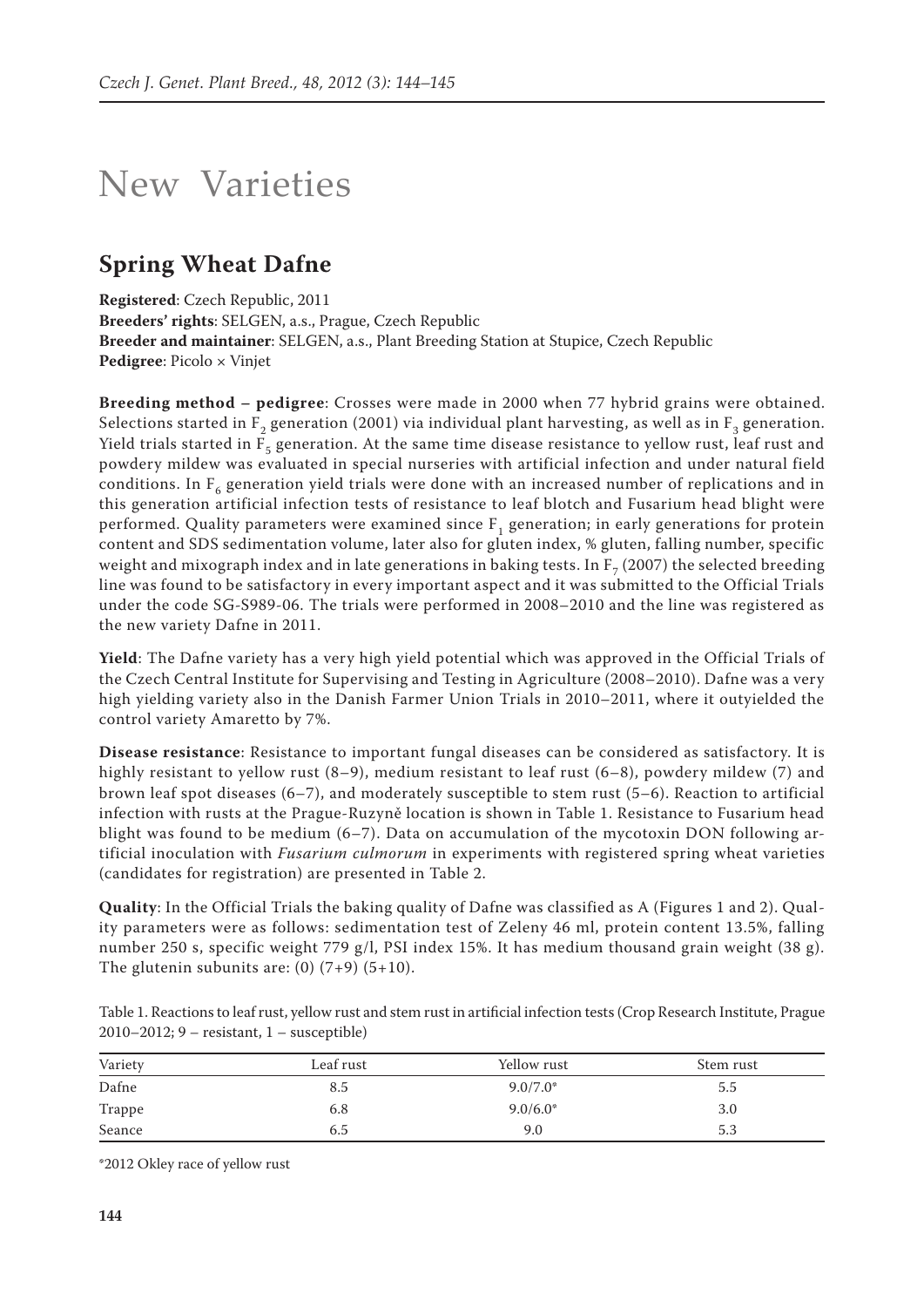# New Varieties

## Spring Wheat Dafne

**Registered**: Czech Republic, 2011
**Breeders' rights**: SELGEN, a.s., Prague, Czech Republic
**Breeder and maintainer**: SELGEN, a.s., Plant Breeding Station at Stupice, Czech Republic
**Pedigree**: Picolo × Vinjet

**Breeding method – pedigree**: Crosses were made in 2000 when 77 hybrid grains were obtained. Selections started in $F_2$ generation (2001) via individual plant harvesting, as well as in $F_3$ generation. Yield trials started in $F_5$ generation. At the same time disease resistance to yellow rust, leaf rust and powdery mildew was evaluated in special nurseries with artificial infection and under natural field conditions. In $F_6$ generation yield trials were done with an increased number of replications and in this generation artificial infection tests of resistance to leaf blotch and Fusarium head blight were performed. Quality parameters were examined since $F_1$ generation; in early generations for protein content and SDS sedimentation volume, later also for gluten index, % gluten, falling number, specific weight and mixograph index and in late generations in baking tests. In $F_7$ (2007) the selected breeding line was found to be satisfactory in every important aspect and it was submitted to the Official Trials under the code SG-S989-06. The trials were performed in 2008–2010 and the line was registered as the new variety Dafne in 2011.

**Yield**: The Dafne variety has a very high yield potential which was approved in the Official Trials of the Czech Central Institute for Supervising and Testing in Agriculture (2008–2010). Dafne was a very high yielding variety also in the Danish Farmer Union Trials in 2010–2011, where it outyielded the control variety Amaretto by 7%.

**Disease resistance**: Resistance to important fungal diseases can be considered as satisfactory. It is highly resistant to yellow rust (8–9), medium resistant to leaf rust (6–8), powdery mildew (7) and brown leaf spot diseases (6–7), and moderately susceptible to stem rust (5–6). Reaction to artificial infection with rusts at the Prague-Ruzyně location is shown in Table 1. Resistance to Fusarium head blight was found to be medium (6–7). Data on accumulation of the mycotoxin DON following artificial inoculation with *Fusarium culmorum* in experiments with registered spring wheat varieties (candidates for registration) are presented in Table 2.

**Quality**: In the Official Trials the baking quality of Dafne was classified as A (Figures 1 and 2). Quality parameters were as follows: sedimentation test of Zeleny 46 ml, protein content 13.5%, falling number 250 s, specific weight 779 g/l, PSI index 15%. It has medium thousand grain weight (38 g). The glutenin subunits are: (0) (7+9) (5+10).

Table 1. Reactions to leaf rust, yellow rust and stem rust in artificial infection tests (Crop Research Institute, Prague 2010–2012; 9 – resistant, 1 – susceptible)

| Variety | Leaf rust | Yellow rust | Stem rust |
|---|---|---|---|
| Dafne | 8.5 | 9.0/7.0* | 5.5 |
| Trappe | 6.8 | 9.0/6.0* | 3.0 |
| Seance | 6.5 | 9.0 | 5.3 |

*2012 Okley race of yellow rust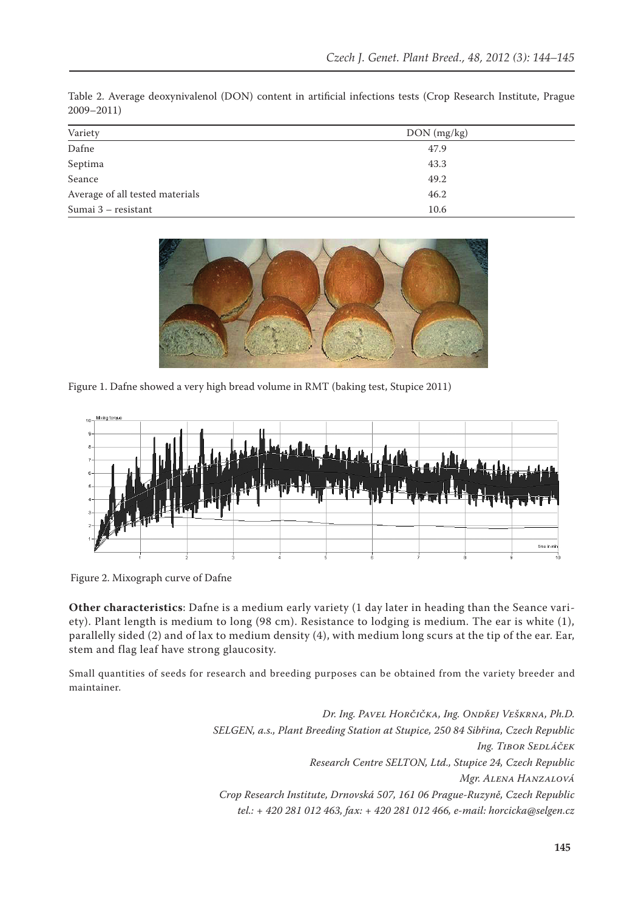Table 2. Average deoxynivalenol (DON) content in artificial infections tests (Crop Research Institute, Prague 2009–2011)

| Variety | DON (mg/kg) |
|---|---|
| Dafne | 47.9 |
| Septima | 43.3 |
| Seance | 49.2 |
| Average of all tested materials | 46.2 |
| Sumai 3 – resistant | 10.6 |

Figure 1. Dafne showed a very high bread volume in RMT (baking test, Stupice 2011)

Mixing torque

10
9
8
7
6
5
4
3
2
1

1 2 3 4 5 6 7 8 9 10

time in min

Figure 2. Mixograph curve of Dafne

**Other characteristics**: Dafne is a medium early variety (1 day later in heading than the Seance variety). Plant length is medium to long (98 cm). Resistance to lodging is medium. The ear is white (1), parallelly sided (2) and of lax to medium density (4), with medium long scurs at the tip of the ear. Ear, stem and flag leaf have strong glaucosity.

Small quantities of seeds for research and breeding purposes can be obtained from the variety breeder and maintainer.

*Dr. Ing. Pavel Horčička, Ing. Ondřej Veškrna, Ph.D.*
*SELGEN, a.s., Plant Breeding Station at Stupice, 250 84 Sibřina, Czech Republic*
*Ing. Tibor Sedláček*
*Research Centre SELTON, Ltd., Stupice 24, Czech Republic*
*Mgr. Alena Hanzalová*
*Crop Research Institute, Drnovská 507, 161 06 Prague-Ruzyně, Czech Republic*
*tel.: + 420 281 012 463, fax: + 420 281 012 466, e-mail: horcicka@selgen.cz*